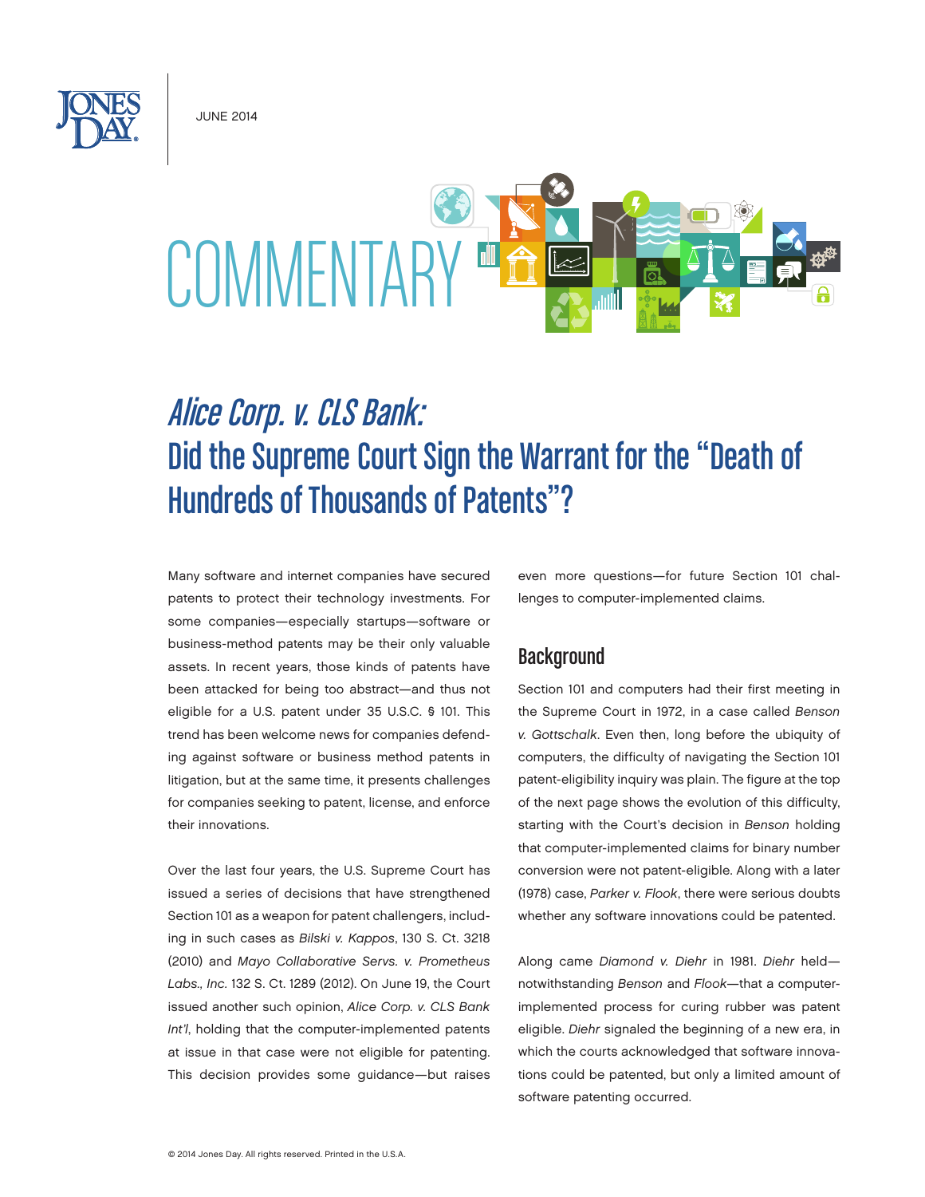JUNE 2014

COMMENTARY

# *Alice Corp. v. CLS Bank*: Did the Supreme Court Sign the Warrant for the "Death of Hundreds of Thousands of Patents"?

Many software and internet companies have secured patents to protect their technology investments. For some companies—especially startups—software or business-method patents may be their only valuable assets. In recent years, those kinds of patents have been attacked for being too abstract—and thus not eligible for a U.S. patent under 35 U.S.C. § 101. This trend has been welcome news for companies defending against software or business method patents in litigation, but at the same time, it presents challenges for companies seeking to patent, license, and enforce their innovations.

Over the last four years, the U.S. Supreme Court has issued a series of decisions that have strengthened Section 101 as a weapon for patent challengers, including in such cases as *Bilski v. Kappos*, 130 S. Ct. 3218 (2010) and *Mayo Collaborative Servs. v. Prometheus Labs., Inc.* 132 S. Ct. 1289 (2012). On June 19, the Court issued another such opinion, *Alice Corp. v. CLS Bank Int'l*, holding that the computer-implemented patents at issue in that case were not eligible for patenting. This decision provides some guidance—but raises even more questions—for future Section 101 challenges to computer-implemented claims.

## Background

Section 101 and computers had their first meeting in the Supreme Court in 1972, in a case called *Benson v. Gottschalk*. Even then, long before the ubiquity of computers, the difficulty of navigating the Section 101 patent-eligibility inquiry was plain. The figure at the top of the next page shows the evolution of this difficulty, starting with the Court's decision in *Benson* holding that computer-implemented claims for binary number conversion were not patent-eligible. Along with a later (1978) case, *Parker v. Flook*, there were serious doubts whether any software innovations could be patented.

Along came *Diamond v. Diehr* in 1981. *Diehr* held—notwithstanding *Benson* and *Flook*—that a computer-implemented process for curing rubber was patent eligible. *Diehr* signaled the beginning of a new era, in which the courts acknowledged that software innovations could be patented, but only a limited amount of software patenting occurred.

© 2014 Jones Day. All rights reserved. Printed in the U.S.A.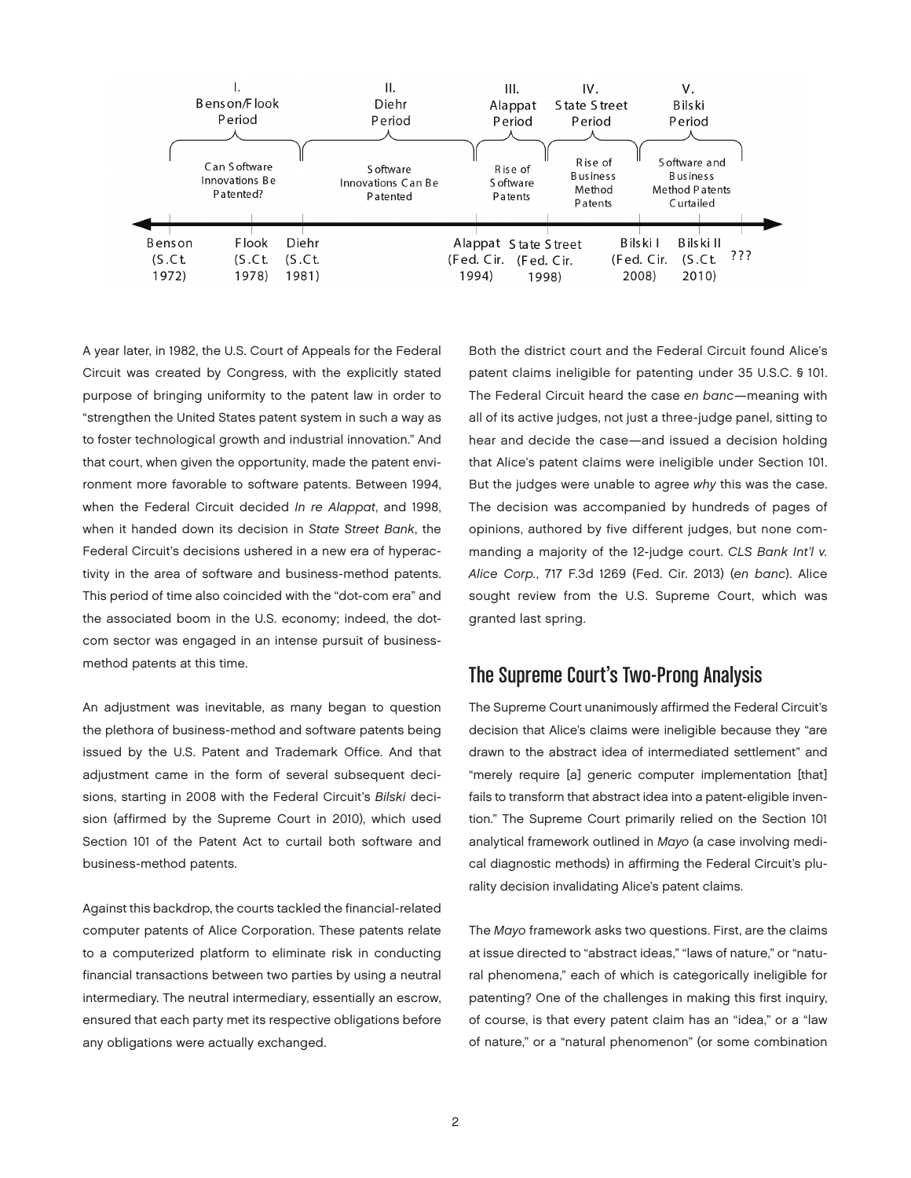| I. Benson/Flook Period | II. Diehr Period | III. Alappat Period | IV. State Street Period | V. Bilski Period |
| --- | --- | --- | --- | --- |
| Can Software Innovations Be Patented? | Software Innovations Can Be Patented | Rise of Software Patents | Rise of Business Method Patents | Software and Business Method Patents Curtailed |

Benson (S.Ct. 1972) — Flook (S.Ct. 1978) — Diehr (S.Ct. 1981) — Alappat (Fed. Cir. 1994) — State Street (Fed. Cir. 1998) — Bilski I (Fed. Cir. 2008) — Bilski II (S.Ct. 2010) — ???

A year later, in 1982, the U.S. Court of Appeals for the Federal Circuit was created by Congress, with the explicitly stated purpose of bringing uniformity to the patent law in order to "strengthen the United States patent system in such a way as to foster technological growth and industrial innovation." And that court, when given the opportunity, made the patent environment more favorable to software patents. Between 1994, when the Federal Circuit decided *In re Alappat*, and 1998, when it handed down its decision in *State Street Bank*, the Federal Circuit's decisions ushered in a new era of hyperactivity in the area of software and business-method patents. This period of time also coincided with the "dot-com era" and the associated boom in the U.S. economy; indeed, the dot-com sector was engaged in an intense pursuit of business-method patents at this time.

An adjustment was inevitable, as many began to question the plethora of business-method and software patents being issued by the U.S. Patent and Trademark Office. And that adjustment came in the form of several subsequent decisions, starting in 2008 with the Federal Circuit's *Bilski* decision (affirmed by the Supreme Court in 2010), which used Section 101 of the Patent Act to curtail both software and business-method patents.

Against this backdrop, the courts tackled the financial-related computer patents of Alice Corporation. These patents relate to a computerized platform to eliminate risk in conducting financial transactions between two parties by using a neutral intermediary. The neutral intermediary, essentially an escrow, ensured that each party met its respective obligations before any obligations were actually exchanged.

Both the district court and the Federal Circuit found Alice's patent claims ineligible for patenting under 35 U.S.C. § 101. The Federal Circuit heard the case *en banc*—meaning with all of its active judges, not just a three-judge panel, sitting to hear and decide the case—and issued a decision holding that Alice's patent claims were ineligible under Section 101. But the judges were unable to agree *why* this was the case. The decision was accompanied by hundreds of pages of opinions, authored by five different judges, but none commanding a majority of the 12-judge court. *CLS Bank Int'l v. Alice Corp.*, 717 F.3d 1269 (Fed. Cir. 2013) (*en banc*). Alice sought review from the U.S. Supreme Court, which was granted last spring.

## The Supreme Court's Two-Prong Analysis

The Supreme Court unanimously affirmed the Federal Circuit's decision that Alice's claims were ineligible because they "are drawn to the abstract idea of intermediated settlement" and "merely require [a] generic computer implementation [that] fails to transform that abstract idea into a patent-eligible invention." The Supreme Court primarily relied on the Section 101 analytical framework outlined in *Mayo* (a case involving medical diagnostic methods) in affirming the Federal Circuit's plurality decision invalidating Alice's patent claims.

The *Mayo* framework asks two questions. First, are the claims at issue directed to "abstract ideas," "laws of nature," or "natural phenomena," each of which is categorically ineligible for patenting? One of the challenges in making this first inquiry, of course, is that every patent claim has an "idea," or a "law of nature," or a "natural phenomenon" (or some combination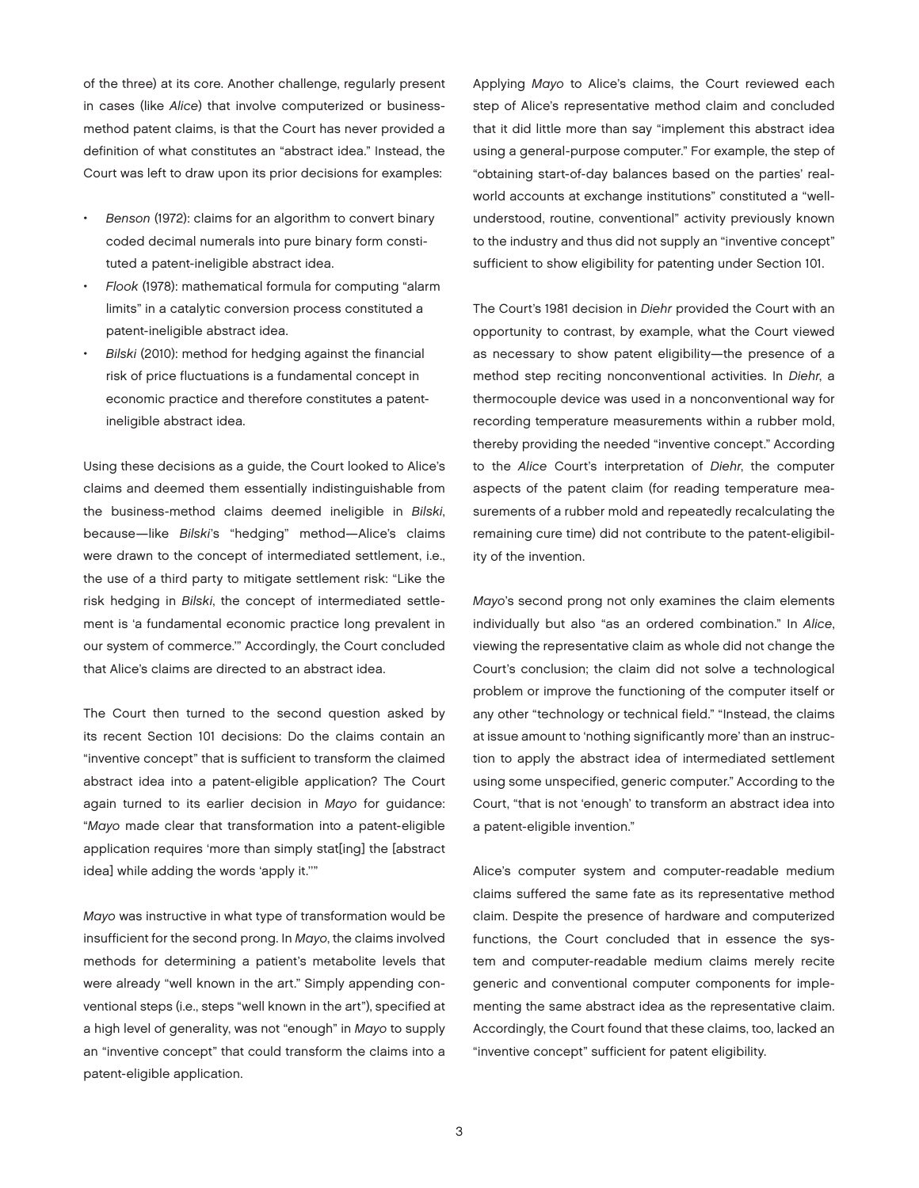of the three) at its core. Another challenge, regularly present in cases (like *Alice*) that involve computerized or business-method patent claims, is that the Court has never provided a definition of what constitutes an "abstract idea." Instead, the Court was left to draw upon its prior decisions for examples:

- *Benson* (1972): claims for an algorithm to convert binary coded decimal numerals into pure binary form constituted a patent-ineligible abstract idea.
- *Flook* (1978): mathematical formula for computing "alarm limits" in a catalytic conversion process constituted a patent-ineligible abstract idea.
- *Bilski* (2010): method for hedging against the financial risk of price fluctuations is a fundamental concept in economic practice and therefore constitutes a patent-ineligible abstract idea.

Using these decisions as a guide, the Court looked to Alice's claims and deemed them essentially indistinguishable from the business-method claims deemed ineligible in *Bilski*, because—like *Bilski*'s "hedging" method—Alice's claims were drawn to the concept of intermediated settlement, i.e., the use of a third party to mitigate settlement risk: "Like the risk hedging in *Bilski*, the concept of intermediated settlement is 'a fundamental economic practice long prevalent in our system of commerce.'" Accordingly, the Court concluded that Alice's claims are directed to an abstract idea.

The Court then turned to the second question asked by its recent Section 101 decisions: Do the claims contain an "inventive concept" that is sufficient to transform the claimed abstract idea into a patent-eligible application? The Court again turned to its earlier decision in *Mayo* for guidance: "*Mayo* made clear that transformation into a patent-eligible application requires 'more than simply stat[ing] the [abstract idea] while adding the words 'apply it.''"

*Mayo* was instructive in what type of transformation would be insufficient for the second prong. In *Mayo*, the claims involved methods for determining a patient's metabolite levels that were already "well known in the art." Simply appending conventional steps (i.e., steps "well known in the art"), specified at a high level of generality, was not "enough" in *Mayo* to supply an "inventive concept" that could transform the claims into a patent-eligible application.

Applying *Mayo* to Alice's claims, the Court reviewed each step of Alice's representative method claim and concluded that it did little more than say "implement this abstract idea using a general-purpose computer." For example, the step of "obtaining start-of-day balances based on the parties' real-world accounts at exchange institutions" constituted a "well-understood, routine, conventional" activity previously known to the industry and thus did not supply an "inventive concept" sufficient to show eligibility for patenting under Section 101.

The Court's 1981 decision in *Diehr* provided the Court with an opportunity to contrast, by example, what the Court viewed as necessary to show patent eligibility—the presence of a method step reciting nonconventional activities. In *Diehr*, a thermocouple device was used in a nonconventional way for recording temperature measurements within a rubber mold, thereby providing the needed "inventive concept." According to the *Alice* Court's interpretation of *Diehr*, the computer aspects of the patent claim (for reading temperature measurements of a rubber mold and repeatedly recalculating the remaining cure time) did not contribute to the patent-eligibility of the invention.

*Mayo*'s second prong not only examines the claim elements individually but also "as an ordered combination." In *Alice*, viewing the representative claim as whole did not change the Court's conclusion; the claim did not solve a technological problem or improve the functioning of the computer itself or any other "technology or technical field." "Instead, the claims at issue amount to 'nothing significantly more' than an instruction to apply the abstract idea of intermediated settlement using some unspecified, generic computer." According to the Court, "that is not 'enough' to transform an abstract idea into a patent-eligible invention."

Alice's computer system and computer-readable medium claims suffered the same fate as its representative method claim. Despite the presence of hardware and computerized functions, the Court concluded that in essence the system and computer-readable medium claims merely recite generic and conventional computer components for implementing the same abstract idea as the representative claim. Accordingly, the Court found that these claims, too, lacked an "inventive concept" sufficient for patent eligibility.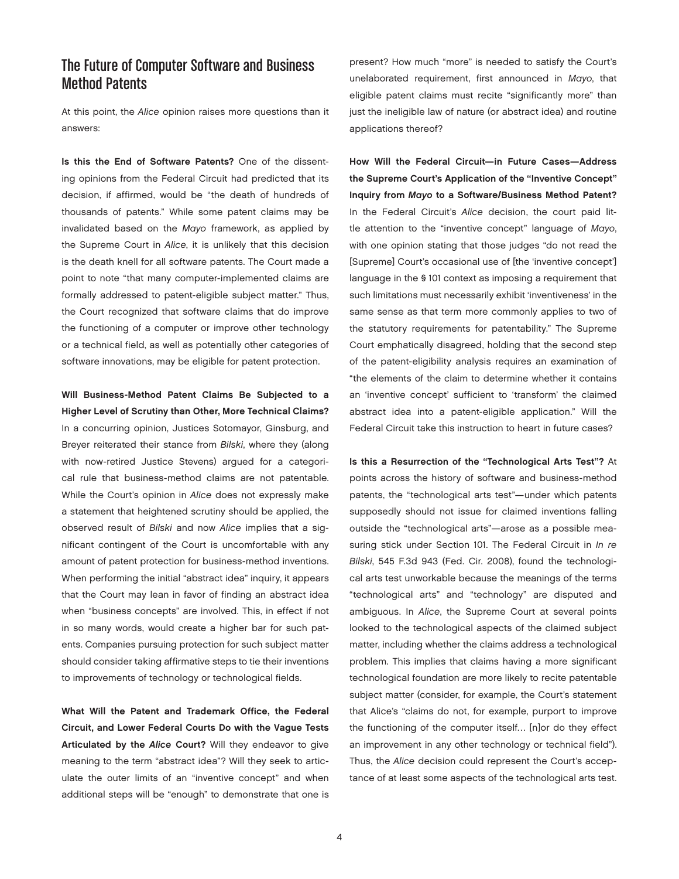## The Future of Computer Software and Business Method Patents

At this point, the *Alice* opinion raises more questions than it answers:

**Is this the End of Software Patents?** One of the dissenting opinions from the Federal Circuit had predicted that its decision, if affirmed, would be "the death of hundreds of thousands of patents." While some patent claims may be invalidated based on the *Mayo* framework, as applied by the Supreme Court in *Alice*, it is unlikely that this decision is the death knell for all software patents. The Court made a point to note "that many computer-implemented claims are formally addressed to patent-eligible subject matter." Thus, the Court recognized that software claims that do improve the functioning of a computer or improve other technology or a technical field, as well as potentially other categories of software innovations, may be eligible for patent protection.

**Will Business-Method Patent Claims Be Subjected to a Higher Level of Scrutiny than Other, More Technical Claims?** In a concurring opinion, Justices Sotomayor, Ginsburg, and Breyer reiterated their stance from *Bilski*, where they (along with now-retired Justice Stevens) argued for a categorical rule that business-method claims are not patentable. While the Court's opinion in *Alice* does not expressly make a statement that heightened scrutiny should be applied, the observed result of *Bilski* and now *Alice* implies that a significant contingent of the Court is uncomfortable with any amount of patent protection for business-method inventions. When performing the initial "abstract idea" inquiry, it appears that the Court may lean in favor of finding an abstract idea when "business concepts" are involved. This, in effect if not in so many words, would create a higher bar for such patents. Companies pursuing protection for such subject matter should consider taking affirmative steps to tie their inventions to improvements of technology or technological fields.

**What Will the Patent and Trademark Office, the Federal Circuit, and Lower Federal Courts Do with the Vague Tests Articulated by the *Alice* Court?** Will they endeavor to give meaning to the term "abstract idea"? Will they seek to articulate the outer limits of an "inventive concept" and when additional steps will be "enough" to demonstrate that one is present? How much "more" is needed to satisfy the Court's unelaborated requirement, first announced in *Mayo*, that eligible patent claims must recite "significantly more" than just the ineligible law of nature (or abstract idea) and routine applications thereof?

**How Will the Federal Circuit—in Future Cases—Address the Supreme Court's Application of the "Inventive Concept" Inquiry from *Mayo* to a Software/Business Method Patent?** In the Federal Circuit's *Alice* decision, the court paid little attention to the "inventive concept" language of *Mayo*, with one opinion stating that those judges "do not read the [Supreme] Court's occasional use of [the 'inventive concept'] language in the § 101 context as imposing a requirement that such limitations must necessarily exhibit 'inventiveness' in the same sense as that term more commonly applies to two of the statutory requirements for patentability." The Supreme Court emphatically disagreed, holding that the second step of the patent-eligibility analysis requires an examination of "the elements of the claim to determine whether it contains an 'inventive concept' sufficient to 'transform' the claimed abstract idea into a patent-eligible application." Will the Federal Circuit take this instruction to heart in future cases?

**Is this a Resurrection of the "Technological Arts Test"?** At points across the history of software and business-method patents, the "technological arts test"—under which patents supposedly should not issue for claimed inventions falling outside the "technological arts"—arose as a possible measuring stick under Section 101. The Federal Circuit in *In re Bilski*, 545 F.3d 943 (Fed. Cir. 2008), found the technological arts test unworkable because the meanings of the terms "technological arts" and "technology" are disputed and ambiguous. In *Alice*, the Supreme Court at several points looked to the technological aspects of the claimed subject matter, including whether the claims address a technological problem. This implies that claims having a more significant technological foundation are more likely to recite patentable subject matter (consider, for example, the Court's statement that Alice's "claims do not, for example, purport to improve the functioning of the computer itself… [n]or do they effect an improvement in any other technology or technical field"). Thus, the *Alice* decision could represent the Court's acceptance of at least some aspects of the technological arts test.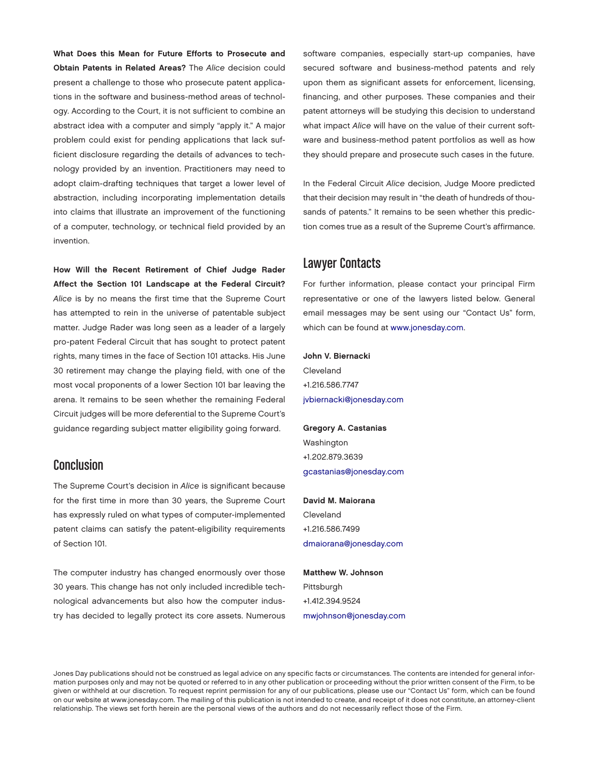**What Does this Mean for Future Efforts to Prosecute and Obtain Patents in Related Areas?** The *Alice* decision could present a challenge to those who prosecute patent applications in the software and business-method areas of technology. According to the Court, it is not sufficient to combine an abstract idea with a computer and simply "apply it." A major problem could exist for pending applications that lack sufficient disclosure regarding the details of advances to technology provided by an invention. Practitioners may need to adopt claim-drafting techniques that target a lower level of abstraction, including incorporating implementation details into claims that illustrate an improvement of the functioning of a computer, technology, or technical field provided by an invention.

**How Will the Recent Retirement of Chief Judge Rader Affect the Section 101 Landscape at the Federal Circuit?** *Alice* is by no means the first time that the Supreme Court has attempted to rein in the universe of patentable subject matter. Judge Rader was long seen as a leader of a largely pro-patent Federal Circuit that has sought to protect patent rights, many times in the face of Section 101 attacks. His June 30 retirement may change the playing field, with one of the most vocal proponents of a lower Section 101 bar leaving the arena. It remains to be seen whether the remaining Federal Circuit judges will be more deferential to the Supreme Court's guidance regarding subject matter eligibility going forward.

## Conclusion

The Supreme Court's decision in *Alice* is significant because for the first time in more than 30 years, the Supreme Court has expressly ruled on what types of computer-implemented patent claims can satisfy the patent-eligibility requirements of Section 101.

The computer industry has changed enormously over those 30 years. This change has not only included incredible technological advancements but also how the computer industry has decided to legally protect its core assets. Numerous software companies, especially start-up companies, have secured software and business-method patents and rely upon them as significant assets for enforcement, licensing, financing, and other purposes. These companies and their patent attorneys will be studying this decision to understand what impact *Alice* will have on the value of their current software and business-method patent portfolios as well as how they should prepare and prosecute such cases in the future.

In the Federal Circuit *Alice* decision, Judge Moore predicted that their decision may result in "the death of hundreds of thousands of patents." It remains to be seen whether this prediction comes true as a result of the Supreme Court's affirmance.

## Lawyer Contacts

For further information, please contact your principal Firm representative or one of the lawyers listed below. General email messages may be sent using our "Contact Us" form, which can be found at www.jonesday.com.

**John V. Biernacki**
Cleveland
+1.216.586.7747
jvbiernacki@jonesday.com

**Gregory A. Castanias**
Washington
+1.202.879.3639
gcastanias@jonesday.com

**David M. Maiorana**
Cleveland
+1.216.586.7499
dmaiorana@jonesday.com

**Matthew W. Johnson**
Pittsburgh
+1.412.394.9524
mwjohnson@jonesday.com

Jones Day publications should not be construed as legal advice on any specific facts or circumstances. The contents are intended for general information purposes only and may not be quoted or referred to in any other publication or proceeding without the prior written consent of the Firm, to be given or withheld at our discretion. To request reprint permission for any of our publications, please use our "Contact Us" form, which can be found on our website at www.jonesday.com. The mailing of this publication is not intended to create, and receipt of it does not constitute, an attorney-client relationship. The views set forth herein are the personal views of the authors and do not necessarily reflect those of the Firm.